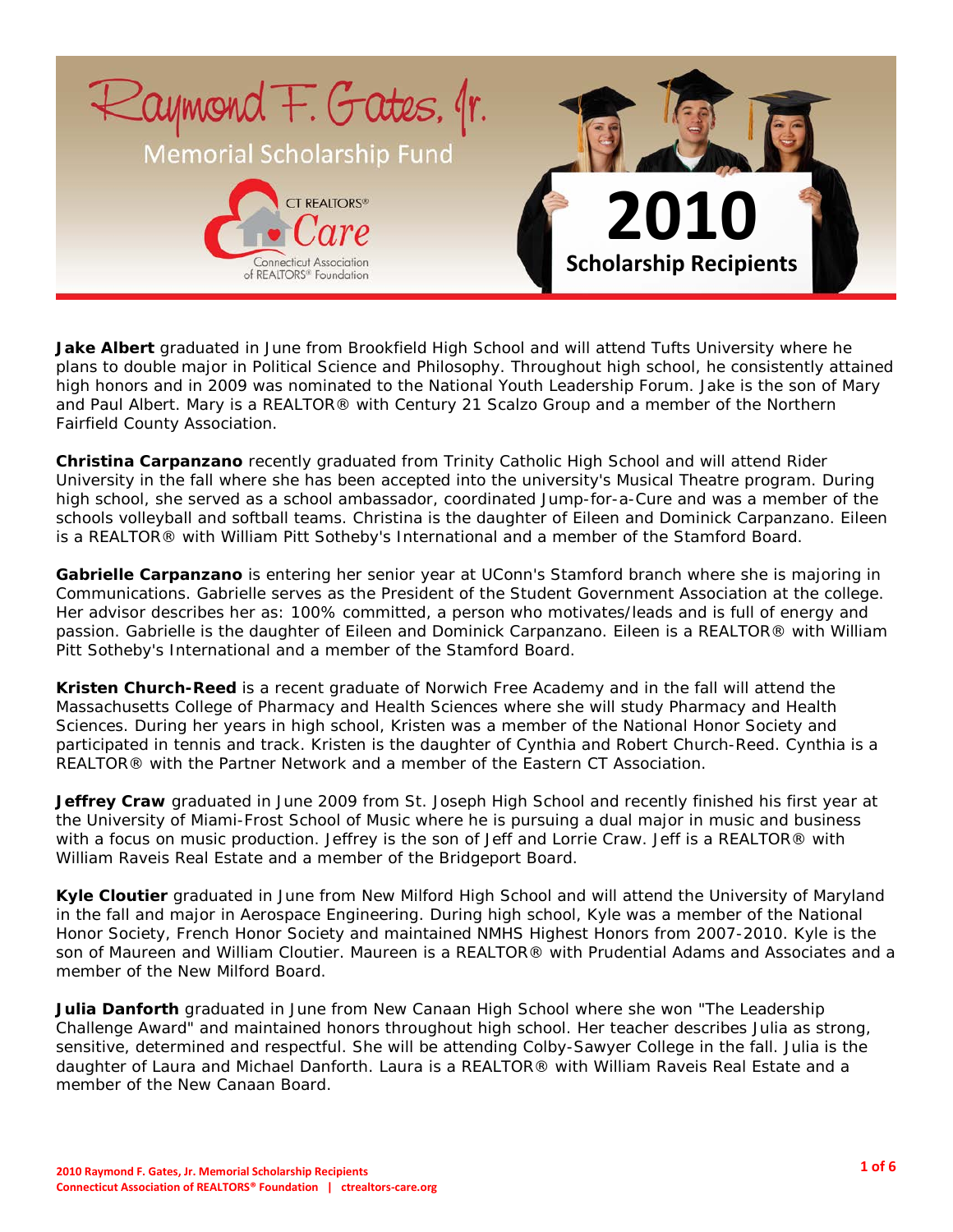# Raymond F. Gates, Jr. Memorial Scholarship Fund

CT REALTORS® Care – Connecticut Association of REALTORS® Foundation

## 2010 Scholarship Recipients

**Jake Albert** graduated in June from Brookfield High School and will attend Tufts University where he plans to double major in Political Science and Philosophy. Throughout high school, he consistently attained high honors and in 2009 was nominated to the National Youth Leadership Forum. Jake is the son of Mary and Paul Albert. Mary is a REALTOR® with Century 21 Scalzo Group and a member of the Northern Fairfield County Association.

**Christina Carpanzano** recently graduated from Trinity Catholic High School and will attend Rider University in the fall where she has been accepted into the university's Musical Theatre program. During high school, she served as a school ambassador, coordinated Jump-for-a-Cure and was a member of the schools volleyball and softball teams. Christina is the daughter of Eileen and Dominick Carpanzano. Eileen is a REALTOR® with William Pitt Sotheby's International and a member of the Stamford Board.

**Gabrielle Carpanzano** is entering her senior year at UConn's Stamford branch where she is majoring in Communications. Gabrielle serves as the President of the Student Government Association at the college. Her advisor describes her as: 100% committed, a person who motivates/leads and is full of energy and passion. Gabrielle is the daughter of Eileen and Dominick Carpanzano. Eileen is a REALTOR® with William Pitt Sotheby's International and a member of the Stamford Board.

**Kristen Church-Reed** is a recent graduate of Norwich Free Academy and in the fall will attend the Massachusetts College of Pharmacy and Health Sciences where she will study Pharmacy and Health Sciences. During her years in high school, Kristen was a member of the National Honor Society and participated in tennis and track. Kristen is the daughter of Cynthia and Robert Church-Reed. Cynthia is a REALTOR® with the Partner Network and a member of the Eastern CT Association.

**Jeffrey Craw** graduated in June 2009 from St. Joseph High School and recently finished his first year at the University of Miami-Frost School of Music where he is pursuing a dual major in music and business with a focus on music production. Jeffrey is the son of Jeff and Lorrie Craw. Jeff is a REALTOR® with William Raveis Real Estate and a member of the Bridgeport Board.

**Kyle Cloutier** graduated in June from New Milford High School and will attend the University of Maryland in the fall and major in Aerospace Engineering. During high school, Kyle was a member of the National Honor Society, French Honor Society and maintained NMHS Highest Honors from 2007-2010. Kyle is the son of Maureen and William Cloutier. Maureen is a REALTOR® with Prudential Adams and Associates and a member of the New Milford Board.

**Julia Danforth** graduated in June from New Canaan High School where she won "The Leadership Challenge Award" and maintained honors throughout high school. Her teacher describes Julia as strong, sensitive, determined and respectful. She will be attending Colby-Sawyer College in the fall. Julia is the daughter of Laura and Michael Danforth. Laura is a REALTOR® with William Raveis Real Estate and a member of the New Canaan Board.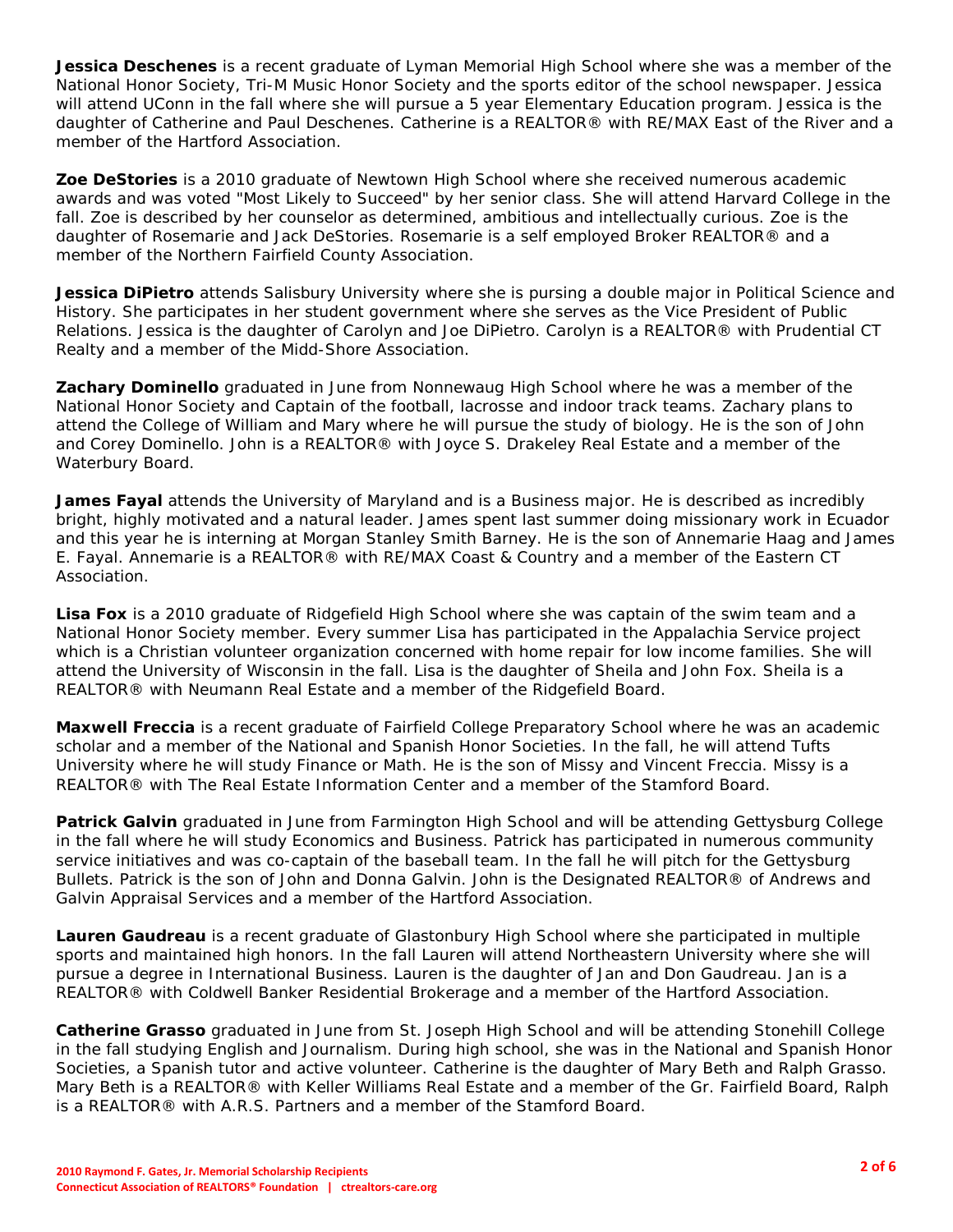**Jessica Deschenes** is a recent graduate of Lyman Memorial High School where she was a member of the National Honor Society, Tri-M Music Honor Society and the sports editor of the school newspaper. Jessica will attend UConn in the fall where she will pursue a 5 year Elementary Education program. Jessica is the daughter of Catherine and Paul Deschenes. Catherine is a REALTOR® with RE/MAX East of the River and a member of the Hartford Association.

**Zoe DeStories** is a 2010 graduate of Newtown High School where she received numerous academic awards and was voted "Most Likely to Succeed" by her senior class. She will attend Harvard College in the fall. Zoe is described by her counselor as determined, ambitious and intellectually curious. Zoe is the daughter of Rosemarie and Jack DeStories. Rosemarie is a self employed Broker REALTOR® and a member of the Northern Fairfield County Association.

**Jessica DiPietro** attends Salisbury University where she is pursing a double major in Political Science and History. She participates in her student government where she serves as the Vice President of Public Relations. Jessica is the daughter of Carolyn and Joe DiPietro. Carolyn is a REALTOR® with Prudential CT Realty and a member of the Midd-Shore Association.

**Zachary Dominello** graduated in June from Nonnewaug High School where he was a member of the National Honor Society and Captain of the football, lacrosse and indoor track teams. Zachary plans to attend the College of William and Mary where he will pursue the study of biology. He is the son of John and Corey Dominello. John is a REALTOR® with Joyce S. Drakeley Real Estate and a member of the Waterbury Board.

**James Fayal** attends the University of Maryland and is a Business major. He is described as incredibly bright, highly motivated and a natural leader. James spent last summer doing missionary work in Ecuador and this year he is interning at Morgan Stanley Smith Barney. He is the son of Annemarie Haag and James E. Fayal. Annemarie is a REALTOR® with RE/MAX Coast & Country and a member of the Eastern CT Association.

**Lisa Fox** is a 2010 graduate of Ridgefield High School where she was captain of the swim team and a National Honor Society member. Every summer Lisa has participated in the Appalachia Service project which is a Christian volunteer organization concerned with home repair for low income families. She will attend the University of Wisconsin in the fall. Lisa is the daughter of Sheila and John Fox. Sheila is a REALTOR® with Neumann Real Estate and a member of the Ridgefield Board.

**Maxwell Freccia** is a recent graduate of Fairfield College Preparatory School where he was an academic scholar and a member of the National and Spanish Honor Societies. In the fall, he will attend Tufts University where he will study Finance or Math. He is the son of Missy and Vincent Freccia. Missy is a REALTOR® with The Real Estate Information Center and a member of the Stamford Board.

**Patrick Galvin** graduated in June from Farmington High School and will be attending Gettysburg College in the fall where he will study Economics and Business. Patrick has participated in numerous community service initiatives and was co-captain of the baseball team. In the fall he will pitch for the Gettysburg Bullets. Patrick is the son of John and Donna Galvin. John is the Designated REALTOR® of Andrews and Galvin Appraisal Services and a member of the Hartford Association.

**Lauren Gaudreau** is a recent graduate of Glastonbury High School where she participated in multiple sports and maintained high honors. In the fall Lauren will attend Northeastern University where she will pursue a degree in International Business. Lauren is the daughter of Jan and Don Gaudreau. Jan is a REALTOR® with Coldwell Banker Residential Brokerage and a member of the Hartford Association.

**Catherine Grasso** graduated in June from St. Joseph High School and will be attending Stonehill College in the fall studying English and Journalism. During high school, she was in the National and Spanish Honor Societies, a Spanish tutor and active volunteer. Catherine is the daughter of Mary Beth and Ralph Grasso. Mary Beth is a REALTOR® with Keller Williams Real Estate and a member of the Gr. Fairfield Board, Ralph is a REALTOR® with A.R.S. Partners and a member of the Stamford Board.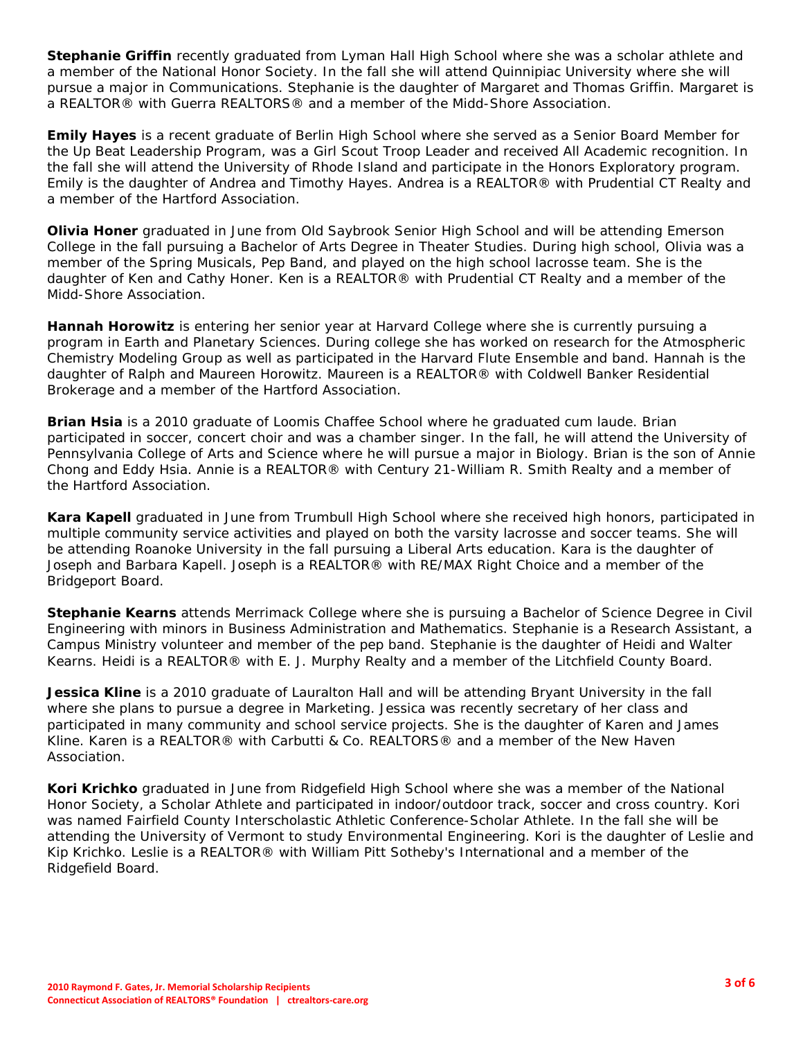**Stephanie Griffin** recently graduated from Lyman Hall High School where she was a scholar athlete and a member of the National Honor Society. In the fall she will attend Quinnipiac University where she will pursue a major in Communications. Stephanie is the daughter of Margaret and Thomas Griffin. Margaret is a REALTOR® with Guerra REALTORS® and a member of the Midd-Shore Association.

**Emily Hayes** is a recent graduate of Berlin High School where she served as a Senior Board Member for the Up Beat Leadership Program, was a Girl Scout Troop Leader and received All Academic recognition. In the fall she will attend the University of Rhode Island and participate in the Honors Exploratory program. Emily is the daughter of Andrea and Timothy Hayes. Andrea is a REALTOR® with Prudential CT Realty and a member of the Hartford Association.

**Olivia Honer** graduated in June from Old Saybrook Senior High School and will be attending Emerson College in the fall pursuing a Bachelor of Arts Degree in Theater Studies. During high school, Olivia was a member of the Spring Musicals, Pep Band, and played on the high school lacrosse team. She is the daughter of Ken and Cathy Honer. Ken is a REALTOR® with Prudential CT Realty and a member of the Midd-Shore Association.

**Hannah Horowitz** is entering her senior year at Harvard College where she is currently pursuing a program in Earth and Planetary Sciences. During college she has worked on research for the Atmospheric Chemistry Modeling Group as well as participated in the Harvard Flute Ensemble and band. Hannah is the daughter of Ralph and Maureen Horowitz. Maureen is a REALTOR® with Coldwell Banker Residential Brokerage and a member of the Hartford Association.

**Brian Hsia** is a 2010 graduate of Loomis Chaffee School where he graduated cum laude. Brian participated in soccer, concert choir and was a chamber singer. In the fall, he will attend the University of Pennsylvania College of Arts and Science where he will pursue a major in Biology. Brian is the son of Annie Chong and Eddy Hsia. Annie is a REALTOR® with Century 21-William R. Smith Realty and a member of the Hartford Association.

**Kara Kapell** graduated in June from Trumbull High School where she received high honors, participated in multiple community service activities and played on both the varsity lacrosse and soccer teams. She will be attending Roanoke University in the fall pursuing a Liberal Arts education. Kara is the daughter of Joseph and Barbara Kapell. Joseph is a REALTOR® with RE/MAX Right Choice and a member of the Bridgeport Board.

**Stephanie Kearns** attends Merrimack College where she is pursuing a Bachelor of Science Degree in Civil Engineering with minors in Business Administration and Mathematics. Stephanie is a Research Assistant, a Campus Ministry volunteer and member of the pep band. Stephanie is the daughter of Heidi and Walter Kearns. Heidi is a REALTOR® with E. J. Murphy Realty and a member of the Litchfield County Board.

**Jessica Kline** is a 2010 graduate of Lauralton Hall and will be attending Bryant University in the fall where she plans to pursue a degree in Marketing. Jessica was recently secretary of her class and participated in many community and school service projects. She is the daughter of Karen and James Kline. Karen is a REALTOR® with Carbutti & Co. REALTORS® and a member of the New Haven Association.

**Kori Krichko** graduated in June from Ridgefield High School where she was a member of the National Honor Society, a Scholar Athlete and participated in indoor/outdoor track, soccer and cross country. Kori was named Fairfield County Interscholastic Athletic Conference-Scholar Athlete. In the fall she will be attending the University of Vermont to study Environmental Engineering. Kori is the daughter of Leslie and Kip Krichko. Leslie is a REALTOR® with William Pitt Sotheby's International and a member of the Ridgefield Board.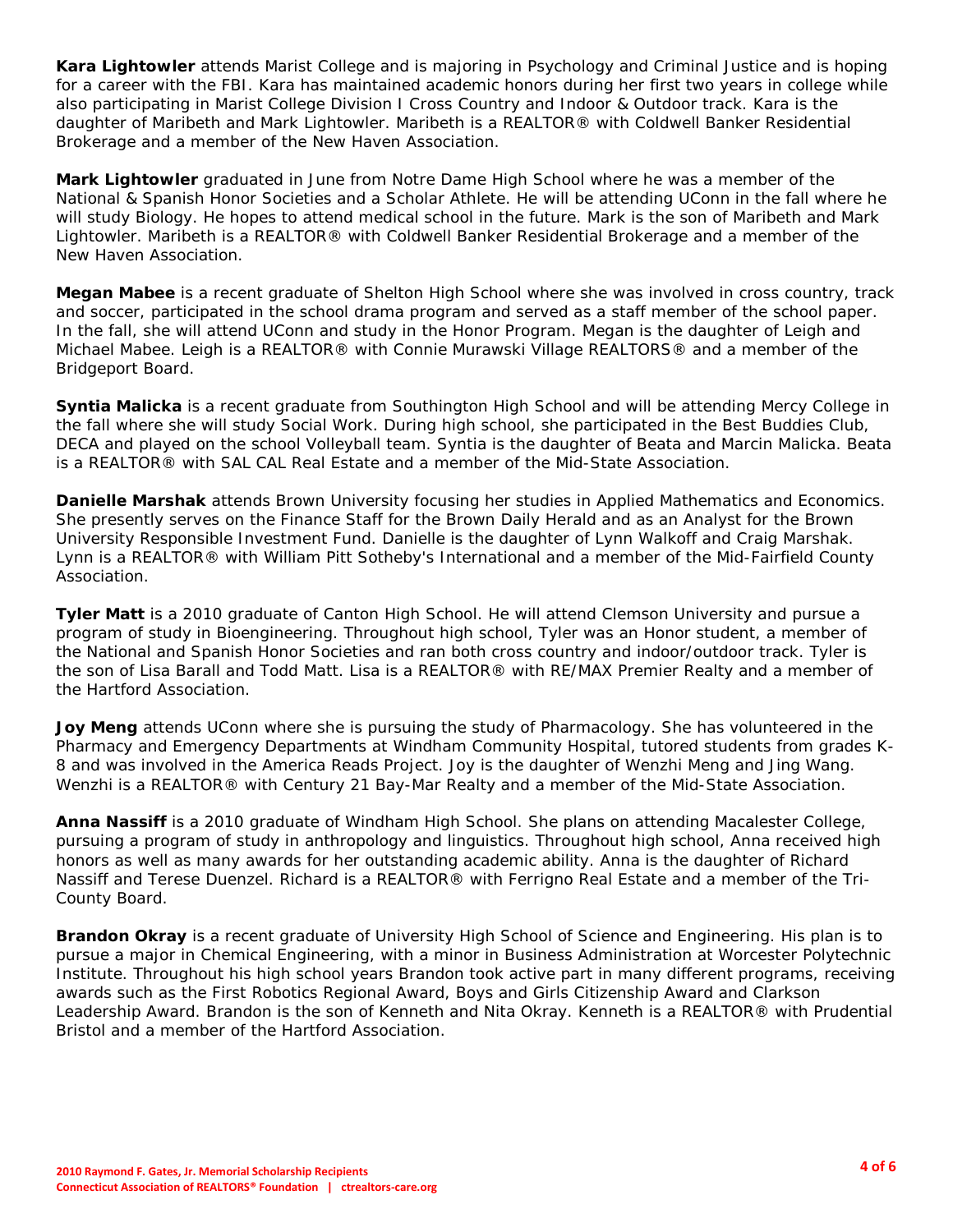**Kara Lightowler** attends Marist College and is majoring in Psychology and Criminal Justice and is hoping for a career with the FBI. Kara has maintained academic honors during her first two years in college while also participating in Marist College Division I Cross Country and Indoor & Outdoor track. Kara is the daughter of Maribeth and Mark Lightowler. Maribeth is a REALTOR® with Coldwell Banker Residential Brokerage and a member of the New Haven Association.

**Mark Lightowler** graduated in June from Notre Dame High School where he was a member of the National & Spanish Honor Societies and a Scholar Athlete. He will be attending UConn in the fall where he will study Biology. He hopes to attend medical school in the future. Mark is the son of Maribeth and Mark Lightowler. Maribeth is a REALTOR® with Coldwell Banker Residential Brokerage and a member of the New Haven Association.

**Megan Mabee** is a recent graduate of Shelton High School where she was involved in cross country, track and soccer, participated in the school drama program and served as a staff member of the school paper. In the fall, she will attend UConn and study in the Honor Program. Megan is the daughter of Leigh and Michael Mabee. Leigh is a REALTOR® with Connie Murawski Village REALTORS® and a member of the Bridgeport Board.

**Syntia Malicka** is a recent graduate from Southington High School and will be attending Mercy College in the fall where she will study Social Work. During high school, she participated in the Best Buddies Club, DECA and played on the school Volleyball team. Syntia is the daughter of Beata and Marcin Malicka. Beata is a REALTOR® with SAL CAL Real Estate and a member of the Mid-State Association.

**Danielle Marshak** attends Brown University focusing her studies in Applied Mathematics and Economics. She presently serves on the Finance Staff for the Brown Daily Herald and as an Analyst for the Brown University Responsible Investment Fund. Danielle is the daughter of Lynn Walkoff and Craig Marshak. Lynn is a REALTOR® with William Pitt Sotheby's International and a member of the Mid-Fairfield County Association.

**Tyler Matt** is a 2010 graduate of Canton High School. He will attend Clemson University and pursue a program of study in Bioengineering. Throughout high school, Tyler was an Honor student, a member of the National and Spanish Honor Societies and ran both cross country and indoor/outdoor track. Tyler is the son of Lisa Barall and Todd Matt. Lisa is a REALTOR® with RE/MAX Premier Realty and a member of the Hartford Association.

**Joy Meng** attends UConn where she is pursuing the study of Pharmacology. She has volunteered in the Pharmacy and Emergency Departments at Windham Community Hospital, tutored students from grades K-8 and was involved in the America Reads Project. Joy is the daughter of Wenzhi Meng and Jing Wang. Wenzhi is a REALTOR® with Century 21 Bay-Mar Realty and a member of the Mid-State Association.

**Anna Nassiff** is a 2010 graduate of Windham High School. She plans on attending Macalester College, pursuing a program of study in anthropology and linguistics. Throughout high school, Anna received high honors as well as many awards for her outstanding academic ability. Anna is the daughter of Richard Nassiff and Terese Duenzel. Richard is a REALTOR® with Ferrigno Real Estate and a member of the Tri-County Board.

**Brandon Okray** is a recent graduate of University High School of Science and Engineering. His plan is to pursue a major in Chemical Engineering, with a minor in Business Administration at Worcester Polytechnic Institute. Throughout his high school years Brandon took active part in many different programs, receiving awards such as the First Robotics Regional Award, Boys and Girls Citizenship Award and Clarkson Leadership Award. Brandon is the son of Kenneth and Nita Okray. Kenneth is a REALTOR® with Prudential Bristol and a member of the Hartford Association.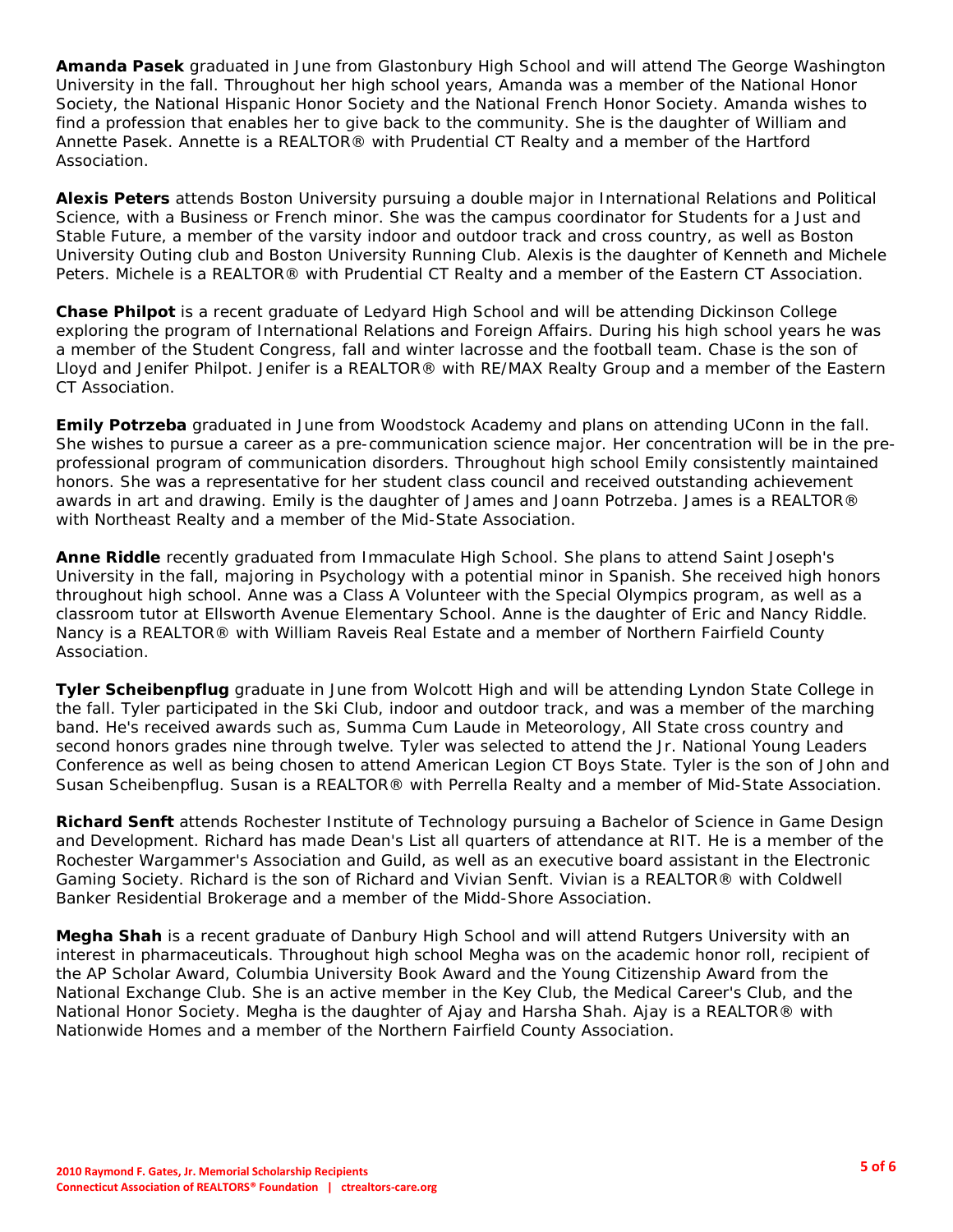**Amanda Pasek** graduated in June from Glastonbury High School and will attend The George Washington University in the fall. Throughout her high school years, Amanda was a member of the National Honor Society, the National Hispanic Honor Society and the National French Honor Society. Amanda wishes to find a profession that enables her to give back to the community. She is the daughter of William and Annette Pasek. Annette is a REALTOR® with Prudential CT Realty and a member of the Hartford Association.

**Alexis Peters** attends Boston University pursuing a double major in International Relations and Political Science, with a Business or French minor. She was the campus coordinator for Students for a Just and Stable Future, a member of the varsity indoor and outdoor track and cross country, as well as Boston University Outing club and Boston University Running Club. Alexis is the daughter of Kenneth and Michele Peters. Michele is a REALTOR® with Prudential CT Realty and a member of the Eastern CT Association.

**Chase Philpot** is a recent graduate of Ledyard High School and will be attending Dickinson College exploring the program of International Relations and Foreign Affairs. During his high school years he was a member of the Student Congress, fall and winter lacrosse and the football team. Chase is the son of Lloyd and Jenifer Philpot. Jenifer is a REALTOR® with RE/MAX Realty Group and a member of the Eastern CT Association.

**Emily Potrzeba** graduated in June from Woodstock Academy and plans on attending UConn in the fall. She wishes to pursue a career as a pre-communication science major. Her concentration will be in the pre-professional program of communication disorders. Throughout high school Emily consistently maintained honors. She was a representative for her student class council and received outstanding achievement awards in art and drawing. Emily is the daughter of James and Joann Potrzeba. James is a REALTOR® with Northeast Realty and a member of the Mid-State Association.

**Anne Riddle** recently graduated from Immaculate High School. She plans to attend Saint Joseph's University in the fall, majoring in Psychology with a potential minor in Spanish. She received high honors throughout high school. Anne was a Class A Volunteer with the Special Olympics program, as well as a classroom tutor at Ellsworth Avenue Elementary School. Anne is the daughter of Eric and Nancy Riddle. Nancy is a REALTOR® with William Raveis Real Estate and a member of Northern Fairfield County Association.

**Tyler Scheibenpflug** graduate in June from Wolcott High and will be attending Lyndon State College in the fall. Tyler participated in the Ski Club, indoor and outdoor track, and was a member of the marching band. He's received awards such as, Summa Cum Laude in Meteorology, All State cross country and second honors grades nine through twelve. Tyler was selected to attend the Jr. National Young Leaders Conference as well as being chosen to attend American Legion CT Boys State. Tyler is the son of John and Susan Scheibenpflug. Susan is a REALTOR® with Perrella Realty and a member of Mid-State Association.

**Richard Senft** attends Rochester Institute of Technology pursuing a Bachelor of Science in Game Design and Development. Richard has made Dean's List all quarters of attendance at RIT. He is a member of the Rochester Wargammer's Association and Guild, as well as an executive board assistant in the Electronic Gaming Society. Richard is the son of Richard and Vivian Senft. Vivian is a REALTOR® with Coldwell Banker Residential Brokerage and a member of the Midd-Shore Association.

**Megha Shah** is a recent graduate of Danbury High School and will attend Rutgers University with an interest in pharmaceuticals. Throughout high school Megha was on the academic honor roll, recipient of the AP Scholar Award, Columbia University Book Award and the Young Citizenship Award from the National Exchange Club. She is an active member in the Key Club, the Medical Career's Club, and the National Honor Society. Megha is the daughter of Ajay and Harsha Shah. Ajay is a REALTOR® with Nationwide Homes and a member of the Northern Fairfield County Association.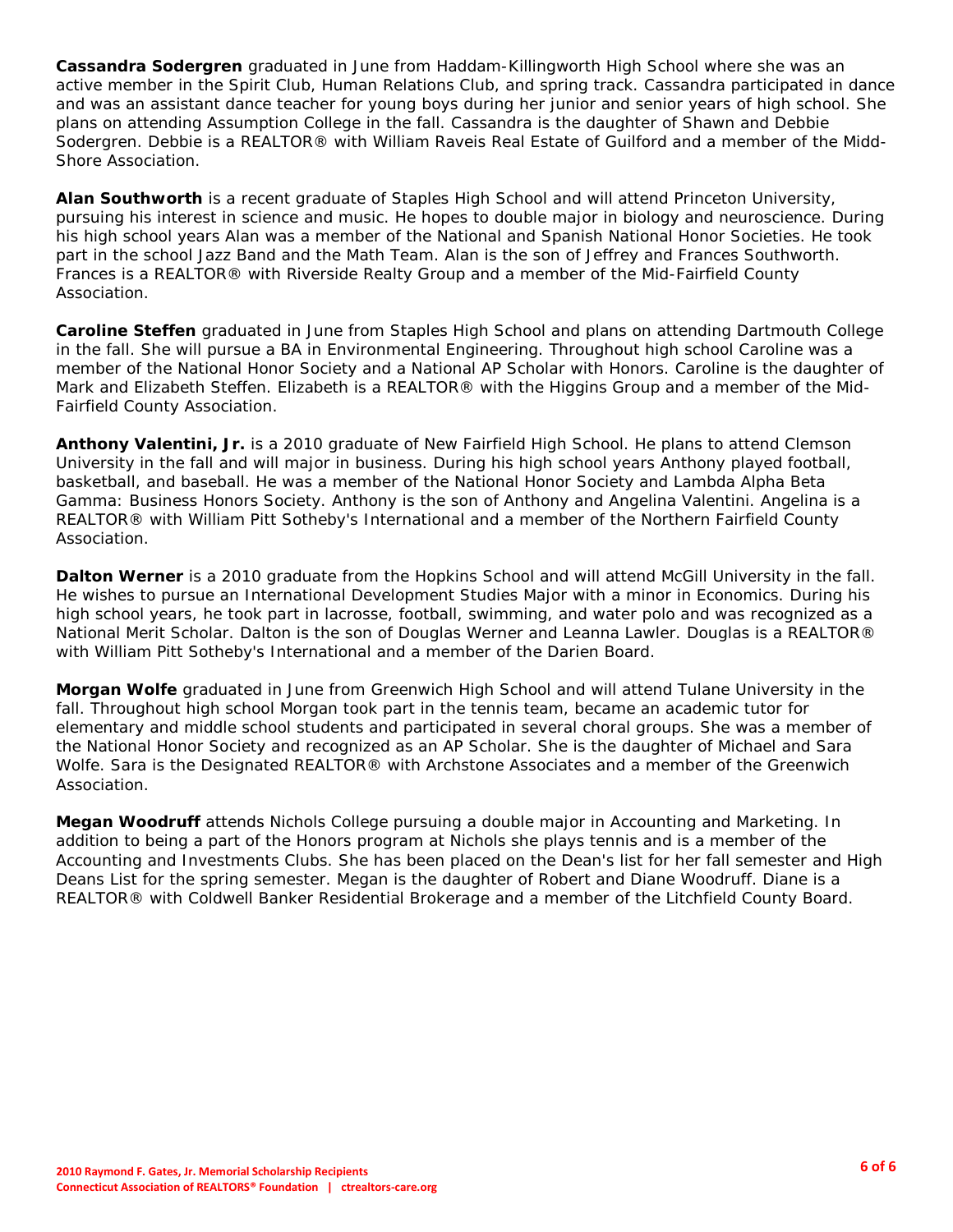**Cassandra Sodergren** graduated in June from Haddam-Killingworth High School where she was an active member in the Spirit Club, Human Relations Club, and spring track. Cassandra participated in dance and was an assistant dance teacher for young boys during her junior and senior years of high school. She plans on attending Assumption College in the fall. Cassandra is the daughter of Shawn and Debbie Sodergren. Debbie is a REALTOR® with William Raveis Real Estate of Guilford and a member of the Midd-Shore Association.

**Alan Southworth** is a recent graduate of Staples High School and will attend Princeton University, pursuing his interest in science and music. He hopes to double major in biology and neuroscience. During his high school years Alan was a member of the National and Spanish National Honor Societies. He took part in the school Jazz Band and the Math Team. Alan is the son of Jeffrey and Frances Southworth. Frances is a REALTOR® with Riverside Realty Group and a member of the Mid-Fairfield County Association.

**Caroline Steffen** graduated in June from Staples High School and plans on attending Dartmouth College in the fall. She will pursue a BA in Environmental Engineering. Throughout high school Caroline was a member of the National Honor Society and a National AP Scholar with Honors. Caroline is the daughter of Mark and Elizabeth Steffen. Elizabeth is a REALTOR® with the Higgins Group and a member of the Mid-Fairfield County Association.

**Anthony Valentini, Jr.** is a 2010 graduate of New Fairfield High School. He plans to attend Clemson University in the fall and will major in business. During his high school years Anthony played football, basketball, and baseball. He was a member of the National Honor Society and Lambda Alpha Beta Gamma: Business Honors Society. Anthony is the son of Anthony and Angelina Valentini. Angelina is a REALTOR® with William Pitt Sotheby's International and a member of the Northern Fairfield County Association.

**Dalton Werner** is a 2010 graduate from the Hopkins School and will attend McGill University in the fall. He wishes to pursue an International Development Studies Major with a minor in Economics. During his high school years, he took part in lacrosse, football, swimming, and water polo and was recognized as a National Merit Scholar. Dalton is the son of Douglas Werner and Leanna Lawler. Douglas is a REALTOR® with William Pitt Sotheby's International and a member of the Darien Board.

**Morgan Wolfe** graduated in June from Greenwich High School and will attend Tulane University in the fall. Throughout high school Morgan took part in the tennis team, became an academic tutor for elementary and middle school students and participated in several choral groups. She was a member of the National Honor Society and recognized as an AP Scholar. She is the daughter of Michael and Sara Wolfe. Sara is the Designated REALTOR® with Archstone Associates and a member of the Greenwich Association.

**Megan Woodruff** attends Nichols College pursuing a double major in Accounting and Marketing. In addition to being a part of the Honors program at Nichols she plays tennis and is a member of the Accounting and Investments Clubs. She has been placed on the Dean's list for her fall semester and High Deans List for the spring semester. Megan is the daughter of Robert and Diane Woodruff. Diane is a REALTOR® with Coldwell Banker Residential Brokerage and a member of the Litchfield County Board.